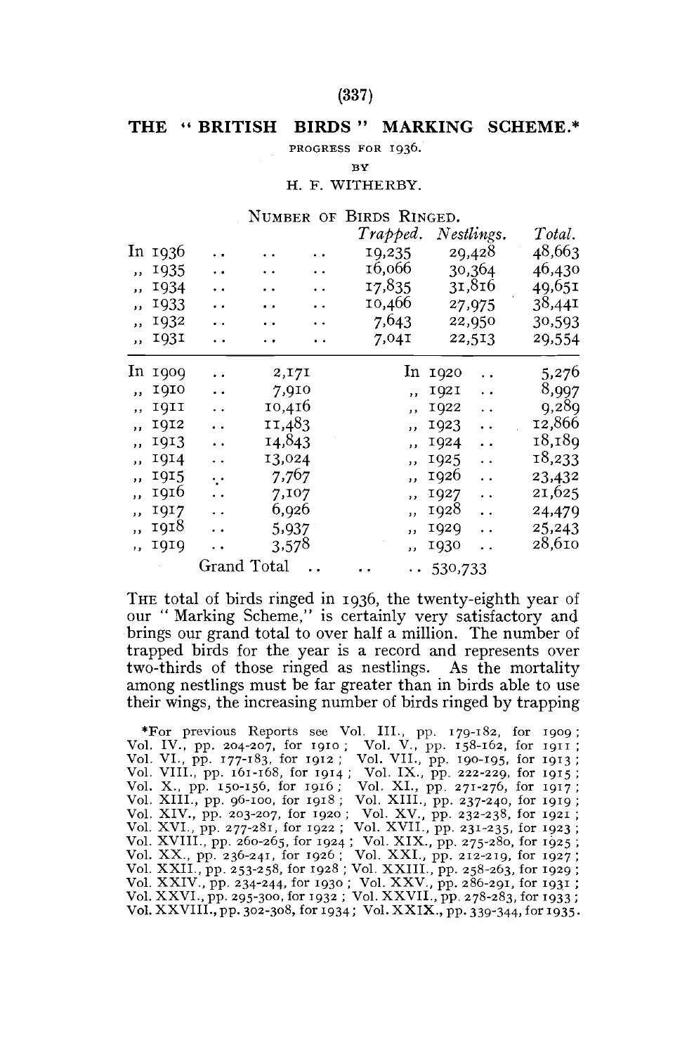# THE "BRITISH BIRDS" MARKING SCHEME.*

PROGRESS FOR 1936.

BY

H. F. WITHERBY.

NUMBER OF BIRDS RINGED.

| | *Trapped.* | *Nestlings.* | *Total.* |
|---|---|---|---|
| In 1936 | 19,235 | 29,428 | 48,663 |
| " 1935 | 16,066 | 30,364 | 46,430 |
| " 1934 | 17,835 | 31,816 | 49,651 |
| " 1933 | 10,466 | 27,975 | 38,441 |
| " 1932 | 7,643 | 22,950 | 30,593 |
| " 1931 | 7,041 | 22,513 | 29,554 |

| | | | |
|---|---|---|---|
| In 1909 | 2,171 | In 1920 | 5,276 |
| " 1910 | 7,910 | " 1921 | 8,997 |
| " 1911 | 10,416 | " 1922 | 9,289 |
| " 1912 | 11,483 | " 1923 | 12,866 |
| " 1913 | 14,843 | " 1924 | 18,189 |
| " 1914 | 13,024 | " 1925 | 18,233 |
| " 1915 | 7,767 | " 1926 | 23,432 |
| " 1916 | 7,107 | " 1927 | 21,625 |
| " 1917 | 6,926 | " 1928 | 24,479 |
| " 1918 | 5,937 | " 1929 | 25,243 |
| " 1919 | 3,578 | " 1930 | 28,610 |
| Grand Total | | | 530,733 |

THE total of birds ringed in 1936, the twenty-eighth year of our "Marking Scheme," is certainly very satisfactory and brings our grand total to over half a million. The number of trapped birds for the year is a record and represents over two-thirds of those ringed as nestlings. As the mortality among nestlings must be far greater than in birds able to use their wings, the increasing number of birds ringed by trapping

*For previous Reports see Vol. III., pp. 179-182, for 1909; Vol. IV., pp. 204-207, for 1910; Vol. V., pp. 158-162, for 1911; Vol. VI., pp. 177-183, for 1912; Vol. VII., pp. 190-195, for 1913; Vol. VIII., pp. 161-168, for 1914; Vol. IX., pp. 222-229, for 1915; Vol. X., pp. 150-156, for 1916; Vol. XI., pp. 271-276, for 1917; Vol. XIII., pp. 96-100, for 1918; Vol. XIII., pp. 237-240, for 1919; Vol. XIV., pp. 203-207, for 1920; Vol. XV., pp. 232-238, for 1921; Vol. XVI., pp. 277-281, for 1922; Vol. XVII., pp. 231-235, for 1923; Vol. XVIII., pp. 260-265, for 1924; Vol. XIX., pp. 275-280, for 1925; Vol. XX., pp. 236-241, for 1926; Vol. XXI., pp. 212-219, for 1927; Vol. XXII., pp. 253-258, for 1928; Vol. XXIII., pp. 258-263, for 1929; Vol. XXIV., pp. 234-244, for 1930; Vol. XXV., pp. 286-291, for 1931; Vol. XXVI., pp. 295-300, for 1932; Vol. XXVII., pp. 278-283, for 1933; Vol. XXVIII., pp. 302-308, for 1934; Vol. XXIX., pp. 339-344, for 1935.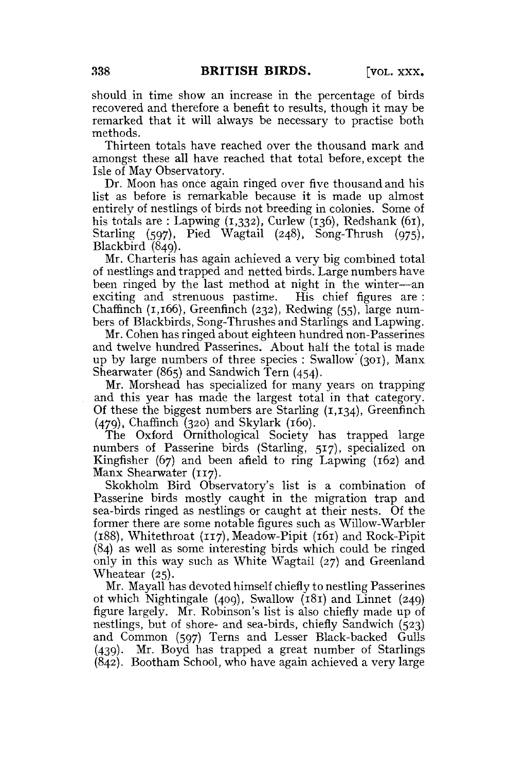should in time show an increase in the percentage of birds recovered and therefore a benefit to results, though it may be remarked that it will always be necessary to practise both methods.

Thirteen totals have reached over the thousand mark and amongst these all have reached that total before, except the Isle of May Observatory.

Dr. Moon has once again ringed over five thousand and his list as before is remarkable because it is made up almost entirely of nestlings of birds not breeding in colonies. Some of his totals are : Lapwing (1,332), Curlew (136), Redshank (61), Starling (597), Pied Wagtail (248), Song-Thrush (975), Blackbird (849).

Mr. Charteris has again achieved a very big combined total of nestlings and trapped and netted birds. Large numbers have been ringed by the last method at night in the winter—an exciting and strenuous pastime. His chief figures are : Chaffinch (1,166), Greenfinch (232), Redwing (55), large numbers of Blackbirds, Song-Thrushes and Starlings and Lapwing.

Mr. Cohen has ringed about eighteen hundred non-Passerines and twelve hundred Passerines. About half the total is made up by large numbers of three species : Swallow (301), Manx Shearwater (865) and Sandwich Tern (454).

Mr. Morshead has specialized for many years on trapping and this year has made the largest total in that category. Of these the biggest numbers are Starling (1,134), Greenfinch (479), Chaffinch (320) and Skylark (160).

The Oxford Ornithological Society has trapped large numbers of Passerine birds (Starling, 517), specialized on Kingfisher (67) and been afield to ring Lapwing (162) and Manx Shearwater (117).

Skokholm Bird Observatory's list is a combination of Passerine birds mostly caught in the migration trap and sea-birds ringed as nestlings or caught at their nests. Of the former there are some notable figures such as Willow-Warbler (188), Whitethroat (117), Meadow-Pipit (161) and Rock-Pipit (84) as well as some interesting birds which could be ringed only in this way such as White Wagtail (27) and Greenland Wheatear (25).

Mr. Mayall has devoted himself chiefly to nestling Passerines of which Nightingale (409), Swallow (181) and Linnet (249) figure largely. Mr. Robinson's list is also chiefly made up of nestlings, but of shore- and sea-birds, chiefly Sandwich (523) and Common (597) Terns and Lesser Black-backed Gulls (439). Mr. Boyd has trapped a great number of Starlings (842). Bootham School, who have again achieved a very large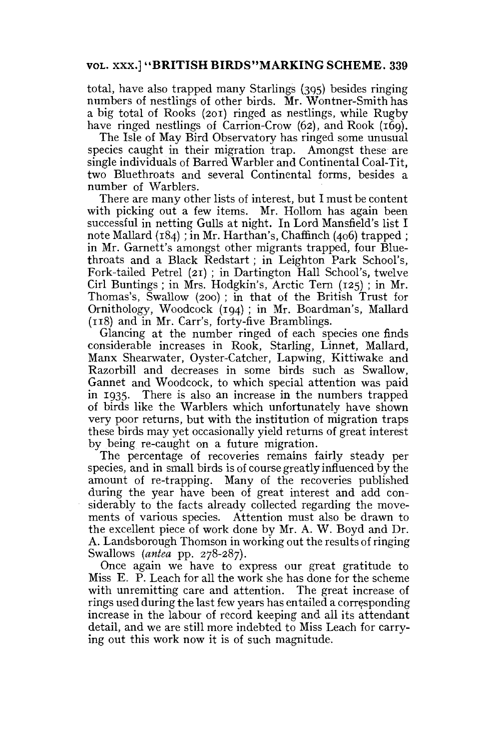total, have also trapped many Starlings (395) besides ringing numbers of nestlings of other birds. Mr. Wontner-Smith has a big total of Rooks (201) ringed as nestlings, while Rugby have ringed nestlings of Carrion-Crow (62), and Rook (169).

The Isle of May Bird Observatory has ringed some unusual species caught in their migration trap. Amongst these are single individuals of Barred Warbler and Continental Coal-Tit, two Bluethroats and several Continental forms, besides a number of Warblers.

There are many other lists of interest, but I must be content with picking out a few items. Mr. Hollom has again been successful in netting Gulls at night. In Lord Mansfield's list I note Mallard (184) ; in Mr. Harthan's, Chaffinch (406) trapped ; in Mr. Garnett's amongst other migrants trapped, four Bluethroats and a Black Redstart ; in Leighton Park School's, Fork-tailed Petrel (21) ; in Dartington Hall School's, twelve Cirl Buntings ; in Mrs. Hodgkin's, Arctic Tern (125) ; in Mr. Thomas's, Swallow (200) ; in that of the British Trust for Ornithology, Woodcock (194) ; in Mr. Boardman's, Mallard (118) and in Mr. Carr's, forty-five Bramblings.

Glancing at the number ringed of each species one finds considerable increases in Rook, Starling, Linnet, Mallard, Manx Shearwater, Oyster-Catcher, Lapwing, Kittiwake and Razorbill and decreases in some birds such as Swallow, Gannet and Woodcock, to which special attention was paid in 1935. There is also an increase in the numbers trapped of birds like the Warblers which unfortunately have shown very poor returns, but with the institution of migration traps these birds may yet occasionally yield returns of great interest by being re-caught on a future migration.

The percentage of recoveries remains fairly steady per species, and in small birds is of course greatly influenced by the amount of re-trapping. Many of the recoveries published during the year have been of great interest and add considerably to the facts already collected regarding the movements of various species. Attention must also be drawn to the excellent piece of work done by Mr. A. W. Boyd and Dr. A. Landsborough Thomson in working out the results of ringing Swallows (*antea* pp. 278-287).

Once again we have to express our great gratitude to Miss E. P. Leach for all the work she has done for the scheme with unremitting care and attention. The great increase of rings used during the last few years has entailed a corresponding increase in the labour of record keeping and all its attendant detail, and we are still more indebted to Miss Leach for carrying out this work now it is of such magnitude.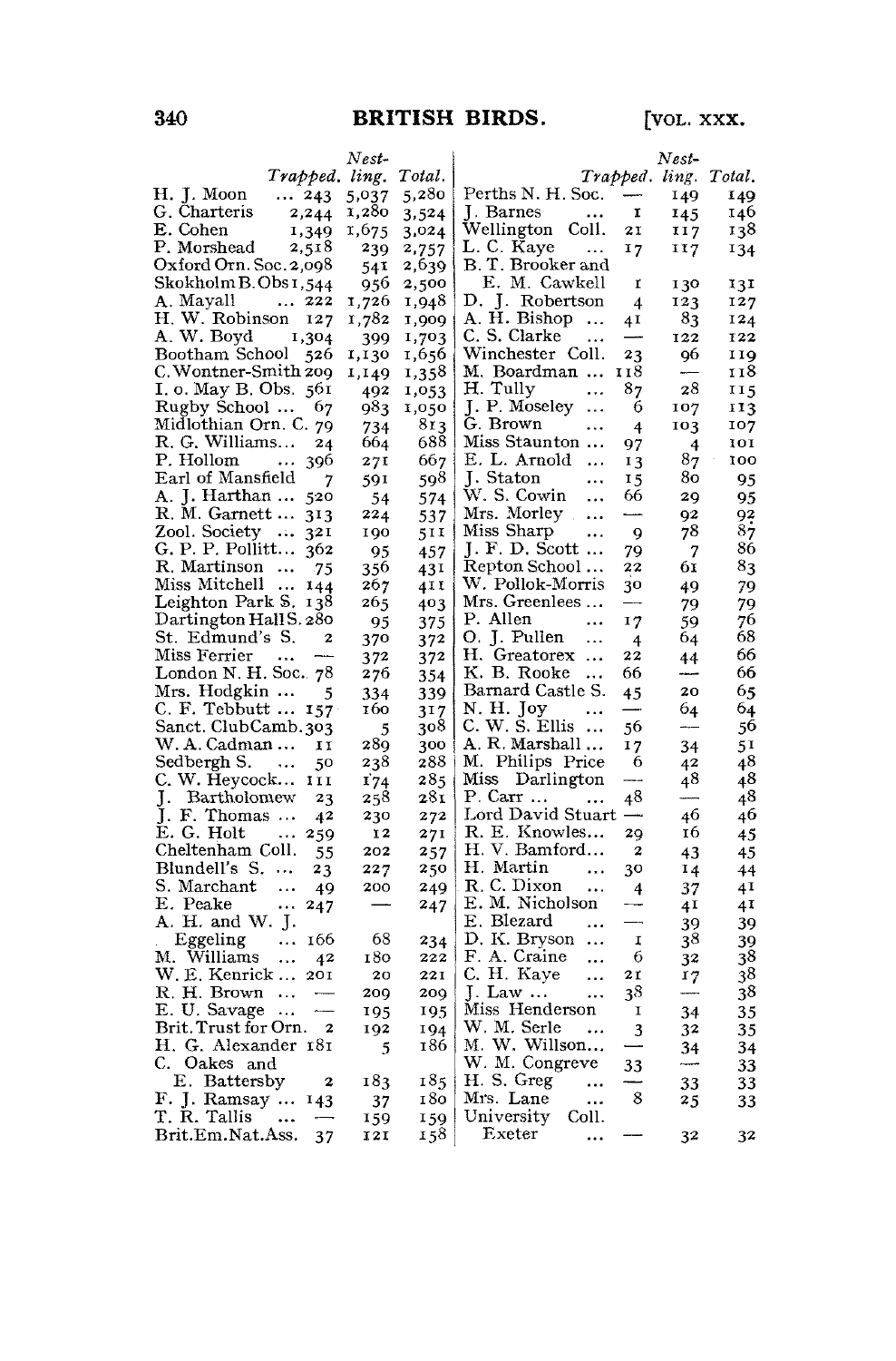| | Trapped. | Nest-ling. | Total. |
|---|---|---|---|
| H. J. Moon ... | 243 | 5,037 | 5,280 |
| G. Charteris | 2,244 | 1,280 | 3,524 |
| E. Cohen | 1,349 | 1,675 | 3,024 |
| P. Morshead | 2,518 | 239 | 2,757 |
| Oxford Orn. Soc. | 2,098 | 541 | 2,639 |
| Skokholm B. Obs | 1,544 | 956 | 2,500 |
| A. Mayall ... | 222 | 1,726 | 1,948 |
| H. W. Robinson | 127 | 1,782 | 1,909 |
| A. W. Boyd | 1,304 | 399 | 1,703 |
| Bootham School | 526 | 1,130 | 1,656 |
| C. Wontner-Smith | 209 | 1,149 | 1,358 |
| I. o. May B. Obs. | 561 | 492 | 1,053 |
| Rugby School ... | 67 | 983 | 1,050 |
| Midlothian Orn. C. | 79 | 734 | 813 |
| R. G. Williams... | 24 | 664 | 688 |
| P. Hollom ... | 396 | 271 | 667 |
| Earl of Mansfield | 7 | 591 | 598 |
| A. J. Harthan ... | 520 | 54 | 574 |
| R. M. Garnett ... | 313 | 224 | 537 |
| Zool. Society ... | 321 | 190 | 511 |
| G. P. P. Pollitt... | 362 | 95 | 457 |
| R. Martinson ... | 75 | 356 | 431 |
| Miss Mitchell ... | 144 | 267 | 411 |
| Leighton Park S. | 138 | 265 | 403 |
| Dartington Hall S. | 280 | 95 | 375 |
| St. Edmund's S. | 2 | 370 | 372 |
| Miss Ferrier ... | — | 372 | 372 |
| London N. H. Soc. | 78 | 276 | 354 |
| Mrs. Hodgkin ... | 5 | 334 | 339 |
| C. F. Tebbutt ... | 157 | 160 | 317 |
| Sanct. Club Camb. | 303 | 5 | 308 |
| W. A. Cadman ... | 11 | 289 | 300 |
| Sedbergh S. ... | 50 | 238 | 288 |
| C. W. Heycock... | 111 | 174 | 285 |
| J. Bartholomew | 23 | 258 | 281 |
| J. F. Thomas ... | 42 | 230 | 272 |
| E. G. Holt ... | 259 | 12 | 271 |
| Cheltenham Coll. | 55 | 202 | 257 |
| Blundell's S. ... | 23 | 227 | 250 |
| S. Marchant ... | 49 | 200 | 249 |
| E. Peake ... | 247 | — | 247 |
| A. H. and W. J. Eggeling ... | 166 | 68 | 234 |
| M. Williams ... | 42 | 180 | 222 |
| W. E. Kenrick ... | 201 | 20 | 221 |
| R. H. Brown ... | — | 209 | 209 |
| E. U. Savage ... | — | 195 | 195 |
| Brit. Trust for Orn. | 2 | 192 | 194 |
| H. G. Alexander | 181 | 5 | 186 |
| C. Oakes and E. Battersby | 2 | 183 | 185 |
| F. J. Ramsay ... | 143 | 37 | 180 |
| T. R. Tallis ... | — | 159 | 159 |
| Brit. Em. Nat. Ass. | 37 | 121 | 158 |
| Perths N. H. Soc. | — | 149 | 149 |
| J. Barnes ... | 1 | 145 | 146 |
| Wellington Coll. | 21 | 117 | 138 |
| L. C. Kaye ... | 17 | 117 | 134 |
| B. T. Brooker and E. M. Cawkell | 1 | 130 | 131 |
| D. J. Robertson | 4 | 123 | 127 |
| A. H. Bishop ... | 41 | 83 | 124 |
| C. S. Clarke ... | — | 122 | 122 |
| Winchester Coll. | 23 | 96 | 119 |
| M. Boardman ... | 118 | — | 118 |
| H. Tully ... | 87 | 28 | 115 |
| J. P. Moseley ... | 6 | 107 | 113 |
| G. Brown ... | 4 | 103 | 107 |
| Miss Staunton ... | 97 | 4 | 101 |
| E. L. Arnold ... | 13 | 87 | 100 |
| J. Staton ... | 15 | 80 | 95 |
| W. S. Cowin ... | 66 | 29 | 95 |
| Mrs. Morley ... | — | 92 | 92 |
| Miss Sharp ... | 9 | 78 | 87 |
| J. F. D. Scott ... | 79 | 7 | 86 |
| Repton School ... | 22 | 61 | 83 |
| W. Pollok-Morris | 30 | 49 | 79 |
| Mrs. Greenlees ... | — | 79 | 79 |
| P. Allen ... | 17 | 59 | 76 |
| O. J. Pullen ... | 4 | 64 | 68 |
| H. Greatorex ... | 22 | 44 | 66 |
| K. B. Rooke ... | 66 | — | 66 |
| Barnard Castle S. | 45 | 20 | 65 |
| N. H. Joy ... | — | 64 | 64 |
| C. W. S. Ellis ... | 56 | — | 56 |
| A. R. Marshall ... | 17 | 34 | 51 |
| M. Philips Price | 6 | 42 | 48 |
| Miss Darlington | — | 48 | 48 |
| P. Carr ... ... | 48 | — | 48 |
| Lord David Stuart | — | 46 | 46 |
| R. E. Knowles... | 29 | 16 | 45 |
| H. V. Bamford... | 2 | 43 | 45 |
| H. Martin ... | 30 | 14 | 44 |
| R. C. Dixon ... | 4 | 37 | 41 |
| E. M. Nicholson | — | 41 | 41 |
| E. Blezard ... | — | 39 | 39 |
| D. K. Bryson ... | 1 | 38 | 39 |
| F. A. Craine ... | 6 | 32 | 38 |
| C. H. Kaye ... | 21 | 17 | 38 |
| J. Law ... ... | 38 | — | 38 |
| Miss Henderson | 1 | 34 | 35 |
| W. M. Serle ... | 3 | 32 | 35 |
| M. W. Willson... | — | 34 | 34 |
| W. M. Congreve | 33 | — | 33 |
| H. S. Greg ... | — | 33 | 33 |
| Mrs. Lane ... | 8 | 25 | 33 |
| University Coll. Exeter ... | — | 32 | 32 |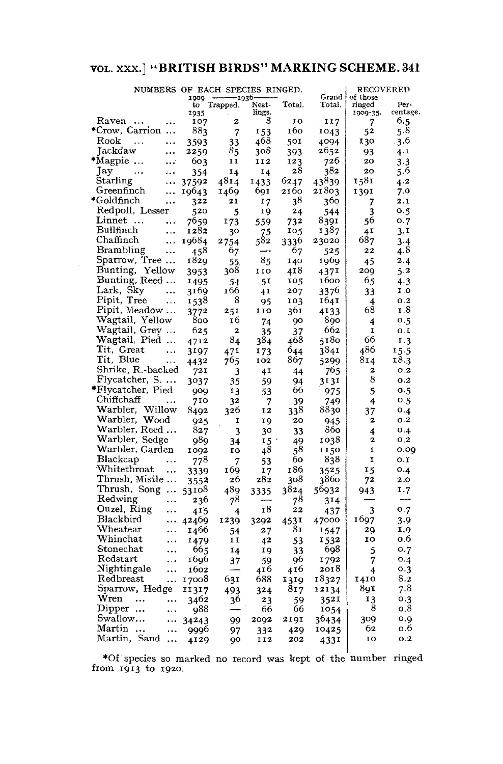NUMBERS OF EACH SPECIES RINGED.

| | 1909 to 1935 | 1936 Trapped. | 1936 Nestlings. | 1936 Total. | Grand Total. | RECOVERED of those ringed 1909-35. | Percentage. |
|---|---|---|---|---|---|---|---|
| Raven ... ... | 107 | 2 | 8 | 10 | 117 | 7 | 6.5 |
| *Crow, Carrion ... | 883 | 7 | 153 | 160 | 1043 | 52 | 5.8 |
| Rook ... ... | 3593 | 33 | 468 | 501 | 4094 | 130 | 3.6 |
| Jackdaw ... | 2259 | 85 | 308 | 393 | 2652 | 93 | 4.1 |
| *Magpie ... ... | 603 | 11 | 112 | 123 | 726 | 20 | 3.3 |
| Jay ... ... | 354 | 14 | 14 | 28 | 382 | 20 | 5.6 |
| Starling ... | 37592 | 4814 | 1433 | 6247 | 43839 | 1581 | 4.2 |
| Greenfinch ... | 19643 | 1469 | 691 | 2160 | 21803 | 1391 | 7.0 |
| *Goldfinch ... | 322 | 21 | 17 | 38 | 360 | 7 | 2.1 |
| Redpoll, Lesser | 520 | 5 | 19 | 24 | 544 | 3 | 0.5 |
| Linnet ... ... | 7659 | 173 | 559 | 732 | 8391 | 56 | 0.7 |
| Bullfinch ... | 1282 | 30 | 75 | 105 | 1387 | 41 | 3.1 |
| Chaffinch ... | 19684 | 2754 | 582 | 3336 | 23020 | 687 | 3.4 |
| Brambling ... | 458 | 67 | — | 67 | 525 | 22 | 4.8 |
| Sparrow, Tree ... | 1829 | 55 | 85 | 140 | 1969 | 45 | 2.4 |
| Bunting, Yellow | 3953 | 308 | 110 | 418 | 4371 | 209 | 5.2 |
| Bunting, Reed ... | 1495 | 54 | 51 | 105 | 1600 | 65 | 4.3 |
| Lark, Sky ... | 3169 | 166 | 41 | 207 | 3376 | 33 | 1.0 |
| Pipit, Tree ... | 1538 | 8 | 95 | 103 | 1641 | 4 | 0.2 |
| Pipit, Meadow ... | 3772 | 251 | 110 | 361 | 4133 | 68 | 1.8 |
| Wagtail, Yellow | 800 | 16 | 74 | 90 | 890 | 4 | 0.5 |
| Wagtail, Grey ... | 625 | 2 | 35 | 37 | 662 | 1 | 0.1 |
| Wagtail, Pied ... | 4712 | 84 | 384 | 468 | 5180 | 66 | 1.3 |
| Tit, Great ... | 3197 | 471 | 173 | 644 | 3841 | 486 | 15.5 |
| Tit, Blue ... | 4432 | 765 | 102 | 867 | 5299 | 814 | 18.3 |
| Shrike, R.-backed | 721 | 3 | 41 | 44 | 765 | 2 | 0.2 |
| Flycatcher, S. ... | 3037 | 35 | 59 | 94 | 3131 | 8 | 0.2 |
| *Flycatcher, Pied | 909 | 13 | 53 | 66 | 975 | 5 | 0.5 |
| Chiffchaff ... | 710 | 32 | 7 | 39 | 749 | 4 | 0.5 |
| Warbler, Willow | 8492 | 326 | 12 | 338 | 8830 | 37 | 0.4 |
| Warbler, Wood | 925 | 1 | 19 | 20 | 945 | 2 | 0.2 |
| Warbler, Reed ... | 827 | 3 | 30 | 33 | 860 | 4 | 0.4 |
| Warbler, Sedge | 989 | 34 | 15 | 49 | 1038 | 2 | 0.2 |
| Warbler, Garden | 1092 | 10 | 48 | 58 | 1150 | 1 | 0.09 |
| Blackcap ... | 778 | 7 | 53 | 60 | 838 | 1 | 0.1 |
| Whitethroat ... | 3339 | 169 | 17 | 186 | 3525 | 15 | 0.4 |
| Thrush, Mistle ... | 3552 | 26 | 282 | 308 | 3860 | 72 | 2.0 |
| Thrush, Song ... | 53108 | 489 | 3335 | 3824 | 56932 | 943 | 1.7 |
| Redwing ... | 236 | 78 | — | 78 | 314 | — | — |
| Ouzel, Ring ... | 415 | 4 | 18 | 22 | 437 | 3 | 0.7 |
| Blackbird ... | 42469 | 1239 | 3292 | 4531 | 47000 | 1697 | 3.9 |
| Wheatear ... | 1466 | 54 | 27 | 81 | 1547 | 29 | 1.9 |
| Whinchat ... | 1479 | 11 | 42 | 53 | 1532 | 10 | 0.6 |
| Stonechat ... | 665 | 14 | 19 | 33 | 698 | 5 | 0.7 |
| Redstart ... | 1696 | 37 | 59 | 96 | 1792 | 7 | 0.4 |
| Nightingale ... | 1602 | — | 416 | 416 | 2018 | 4 | 0.3 |
| Redbreast ... | 17008 | 631 | 688 | 1319 | 18327 | 1410 | 8.2 |
| Sparrow, Hedge | 11317 | 493 | 324 | 817 | 12134 | 891 | 7.8 |
| Wren ... ... | 3462 | 36 | 23 | 59 | 3521 | 13 | 0.3 |
| Dipper ... ... | 988 | — | 66 | 66 | 1054 | 8 | 0.8 |
| Swallow... ... | 34243 | 99 | 2092 | 2191 | 36434 | 309 | 0.9 |
| Martin ... ... | 9996 | 97 | 332 | 429 | 10425 | 62 | 0.6 |
| Martin, Sand ... | 4129 | 90 | 112 | 202 | 4331 | 10 | 0.2 |

*Of species so marked no record was kept of the number ringed from 1913 to 1920.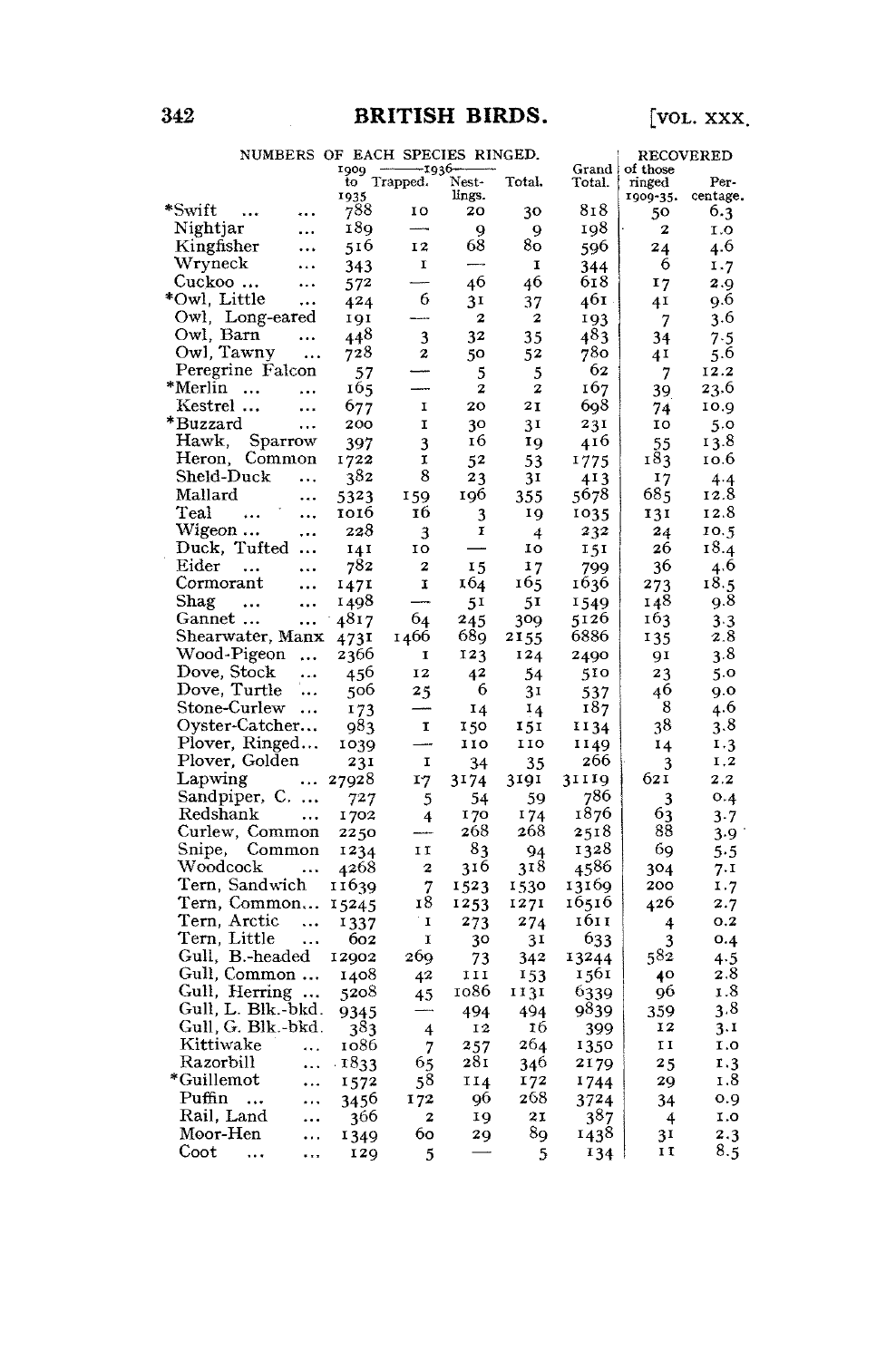| NUMBERS OF EACH SPECIES RINGED. | | | | | | RECOVERED | |
|---|---|---|---|---|---|---|---|
| | 1909 to 1935 | 1936 Trapped. | Nest-lings. | Total. | Grand Total. | of those ringed 1909-35. | Per-centage. |
| *Swift | 788 | 10 | 20 | 30 | 818 | 50 | 6.3 |
| Nightjar | 189 | — | 9 | 9 | 198 | 2 | 1.0 |
| Kingfisher | 516 | 12 | 68 | 80 | 596 | 24 | 4.6 |
| Wryneck | 343 | 1 | — | 1 | 344 | 6 | 1.7 |
| Cuckoo | 572 | — | 46 | 46 | 618 | 17 | 2.9 |
| *Owl, Little | 424 | 6 | 31 | 37 | 461 | 41 | 9.6 |
| Owl, Long-eared | 191 | — | 2 | 2 | 193 | 7 | 3.6 |
| Owl, Barn | 448 | 3 | 32 | 35 | 483 | 34 | 7.5 |
| Owl, Tawny | 728 | 2 | 50 | 52 | 780 | 41 | 5.6 |
| Peregrine Falcon | 57 | — | 5 | 5 | 62 | 7 | 12.2 |
| *Merlin | 165 | — | 2 | 2 | 167 | 39 | 23.6 |
| Kestrel | 677 | 1 | 20 | 21 | 698 | 74 | 10.9 |
| *Buzzard | 200 | 1 | 30 | 31 | 231 | 10 | 5.0 |
| Hawk, Sparrow | 397 | 3 | 16 | 19 | 416 | 55 | 13.8 |
| Heron, Common | 1722 | 1 | 52 | 53 | 1775 | 183 | 10.6 |
| Sheld-Duck | 382 | 8 | 23 | 31 | 413 | 17 | 4.4 |
| Mallard | 5323 | 159 | 196 | 355 | 5678 | 685 | 12.8 |
| Teal | 1016 | 16 | 3 | 19 | 1035 | 131 | 12.8 |
| Wigeon | 228 | 3 | 1 | 4 | 232 | 24 | 10.5 |
| Duck, Tufted | 141 | 10 | — | 10 | 151 | 26 | 18.4 |
| Eider | 782 | 2 | 15 | 17 | 799 | 36 | 4.6 |
| Cormorant | 1471 | 1 | 164 | 165 | 1636 | 273 | 18.5 |
| Shag | 1498 | — | 51 | 51 | 1549 | 148 | 9.8 |
| Gannet | 4817 | 64 | 245 | 309 | 5126 | 163 | 3.3 |
| Shearwater, Manx | 4731 | 1466 | 689 | 2155 | 6886 | 135 | 2.8 |
| Wood-Pigeon | 2366 | 1 | 123 | 124 | 2490 | 91 | 3.8 |
| Dove, Stock | 456 | 12 | 42 | 54 | 510 | 23 | 5.0 |
| Dove, Turtle | 506 | 25 | 6 | 31 | 537 | 46 | 9.0 |
| Stone-Curlew | 173 | — | 14 | 14 | 187 | 8 | 4.6 |
| Oyster-Catcher | 983 | 1 | 150 | 151 | 1134 | 38 | 3.8 |
| Plover, Ringed | 1039 | — | 110 | 110 | 1149 | 14 | 1.3 |
| Plover, Golden | 231 | 1 | 34 | 35 | 266 | 3 | 1.2 |
| Lapwing | 27928 | 17 | 3174 | 3191 | 31119 | 621 | 2.2 |
| Sandpiper, C. | 727 | 5 | 54 | 59 | 786 | 3 | 0.4 |
| Redshank | 1702 | 4 | 170 | 174 | 1876 | 63 | 3.7 |
| Curlew, Common | 2250 | — | 268 | 268 | 2518 | 88 | 3.9 |
| Snipe, Common | 1234 | 11 | 83 | 94 | 1328 | 69 | 5.5 |
| Woodcock | 4268 | 2 | 316 | 318 | 4586 | 304 | 7.1 |
| Tern, Sandwich | 11639 | 7 | 1523 | 1530 | 13169 | 200 | 1.7 |
| Tern, Common | 15245 | 18 | 1253 | 1271 | 16516 | 426 | 2.7 |
| Tern, Arctic | 1337 | 1 | 273 | 274 | 1611 | 4 | 0.2 |
| Tern, Little | 602 | 1 | 30 | 31 | 633 | 3 | 0.4 |
| Gull, B.-headed | 12902 | 269 | 73 | 342 | 13244 | 582 | 4.5 |
| Gull, Common | 1408 | 42 | 111 | 153 | 1561 | 40 | 2.8 |
| Gull, Herring | 5208 | 45 | 1086 | 1131 | 6339 | 96 | 1.8 |
| Gull, L. Blk.-bkd. | 9345 | — | 494 | 494 | 9839 | 359 | 3.8 |
| Gull, G. Blk.-bkd. | 383 | 4 | 12 | 16 | 399 | 12 | 3.1 |
| Kittiwake | 1086 | 7 | 257 | 264 | 1350 | 11 | 1.0 |
| Razorbill | 1833 | 65 | 281 | 346 | 2179 | 25 | 1.3 |
| *Guillemot | 1572 | 58 | 114 | 172 | 1744 | 29 | 1.8 |
| Puffin | 3456 | 172 | 96 | 268 | 3724 | 34 | 0.9 |
| Rail, Land | 366 | 2 | 19 | 21 | 387 | 4 | 1.0 |
| Moor-Hen | 1349 | 60 | 29 | 89 | 1438 | 31 | 2.3 |
| Coot | 129 | 5 | — | 5 | 134 | 11 | 8.5 |